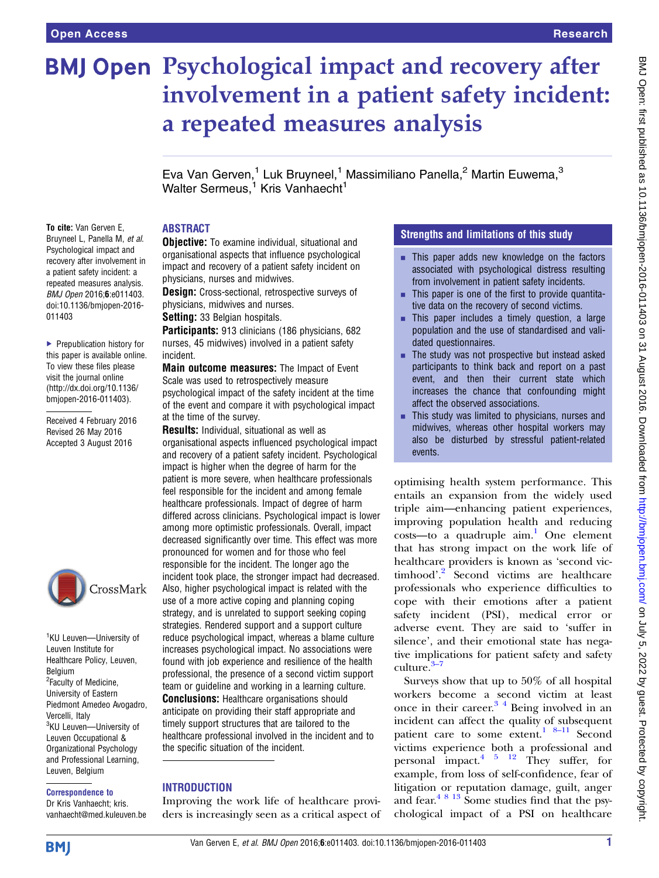# Psychological impact and recovery after involvement in a patient safety incident: a repeated measures analysis

Eva Van Gerven,[1] Luk Bruyneel,[1] Massimiliano Panella,[2] Martin Euwema,[3] Walter Sermeus,[1] Kris Vanhaecht[1]

**To cite:** Van Gerven E, Bruyneel L, Panella M, *et al*. Psychological impact and recovery after involvement in a patient safety incident: a repeated measures analysis. *BMJ Open* 2016;**6**:e011403. doi:10.1136/bmjopen-2016-011403

▸ Prepublication history for this paper is available online. To view these files please visit the journal online (http://dx.doi.org/10.1136/bmjopen-2016-011403).

Received 4 February 2016
Revised 26 May 2016
Accepted 3 August 2016

[1]KU Leuven—University of Leuven Institute for Healthcare Policy, Leuven, Belgium
[2]Faculty of Medicine, University of Eastern Piedmont Amedeo Avogadro, Vercelli, Italy
[3]KU Leuven—University of Leuven Occupational & Organizational Psychology and Professional Learning, Leuven, Belgium

**Correspondence to**
Dr Kris Vanhaecht; kris.vanhaecht@med.kuleuven.be

## ABSTRACT

**Objective:** To examine individual, situational and organisational aspects that influence psychological impact and recovery of a patient safety incident on physicians, nurses and midwives.

**Design:** Cross-sectional, retrospective surveys of physicians, midwives and nurses.

**Setting:** 33 Belgian hospitals.

**Participants:** 913 clinicians (186 physicians, 682 nurses, 45 midwives) involved in a patient safety incident.

**Main outcome measures:** The Impact of Event Scale was used to retrospectively measure psychological impact of the safety incident at the time of the event and compare it with psychological impact at the time of the survey.

**Results:** Individual, situational as well as organisational aspects influenced psychological impact and recovery of a patient safety incident. Psychological impact is higher when the degree of harm for the patient is more severe, when healthcare professionals feel responsible for the incident and among female healthcare professionals. Impact of degree of harm differed across clinicians. Psychological impact is lower among more optimistic professionals. Overall, impact decreased significantly over time. This effect was more pronounced for women and for those who feel responsible for the incident. The longer ago the incident took place, the stronger impact had decreased. Also, higher psychological impact is related with the use of a more active coping and planning coping strategy, and is unrelated to support seeking coping strategies. Rendered support and a support culture reduce psychological impact, whereas a blame culture increases psychological impact. No associations were found with job experience and resilience of the health professional, the presence of a second victim support team or guideline and working in a learning culture.

**Conclusions:** Healthcare organisations should anticipate on providing their staff appropriate and timely support structures that are tailored to the healthcare professional involved in the incident and to the specific situation of the incident.

## Strengths and limitations of this study

- This paper adds new knowledge on the factors associated with psychological distress resulting from involvement in patient safety incidents.
- This paper is one of the first to provide quantitative data on the recovery of second victims.
- This paper includes a timely question, a large population and the use of standardised and validated questionnaires.
- The study was not prospective but instead asked participants to think back and report on a past event, and then their current state which increases the chance that confounding might affect the observed associations.
- This study was limited to physicians, nurses and midwives, whereas other hospital workers may also be disturbed by stressful patient-related events.

## INTRODUCTION

Improving the work life of healthcare providers is increasingly seen as a critical aspect of optimising health system performance. This entails an expansion from the widely used triple aim—enhancing patient experiences, improving population health and reducing costs—to a quadruple aim.[1] One element that has strong impact on the work life of healthcare providers is known as 'second victimhood'.[2] Second victims are healthcare professionals who experience difficulties to cope with their emotions after a patient safety incident (PSI), medical error or adverse event. They are said to 'suffer in silence', and their emotional state has negative implications for patient safety and safety culture.[3–7]

Surveys show that up to 50% of all hospital workers become a second victim at least once in their career.[3,4] Being involved in an incident can affect the quality of subsequent patient care to some extent.[1,8–11] Second victims experience both a professional and personal impact.[4,5,12] They suffer, for example, from loss of self-confidence, fear of litigation or reputation damage, guilt, anger and fear.[4,8,13] Some studies find that the psychological impact of a PSI on healthcare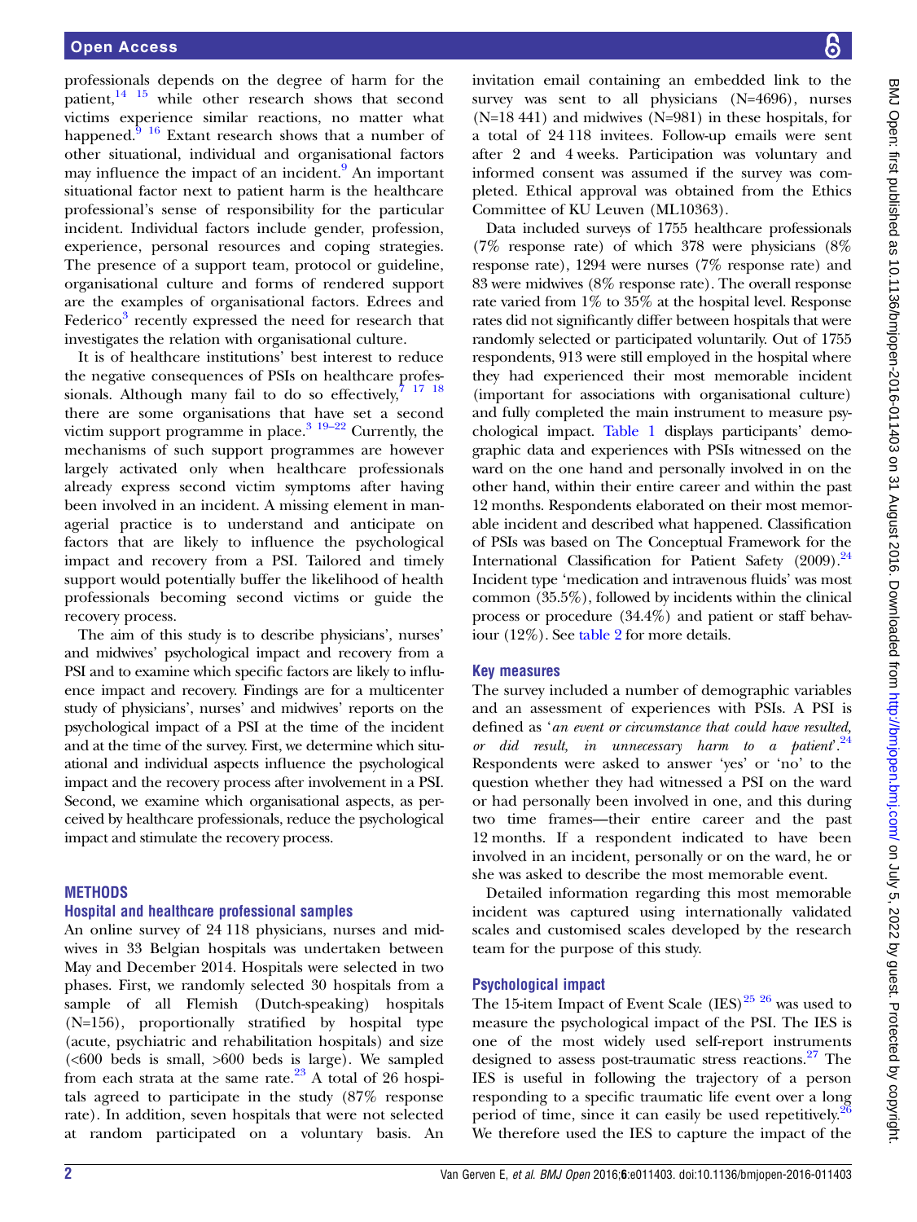professionals depends on the degree of harm for the patient,[14 15] while other research shows that second victims experience similar reactions, no matter what happened.[9 16] Extant research shows that a number of other situational, individual and organisational factors may influence the impact of an incident.[9] An important situational factor next to patient harm is the healthcare professional's sense of responsibility for the particular incident. Individual factors include gender, profession, experience, personal resources and coping strategies. The presence of a support team, protocol or guideline, organisational culture and forms of rendered support are the examples of organisational factors. Edrees and Federico[3] recently expressed the need for research that investigates the relation with organisational culture.

It is of healthcare institutions' best interest to reduce the negative consequences of PSIs on healthcare professionals. Although many fail to do so effectively,[7 17 18] there are some organisations that have set a second victim support programme in place.[3 19–22] Currently, the mechanisms of such support programmes are however largely activated only when healthcare professionals already express second victim symptoms after having been involved in an incident. A missing element in managerial practice is to understand and anticipate on factors that are likely to influence the psychological impact and recovery from a PSI. Tailored and timely support would potentially buffer the likelihood of health professionals becoming second victims or guide the recovery process.

The aim of this study is to describe physicians', nurses' and midwives' psychological impact and recovery from a PSI and to examine which specific factors are likely to influence impact and recovery. Findings are for a multicenter study of physicians', nurses' and midwives' reports on the psychological impact of a PSI at the time of the incident and at the time of the survey. First, we determine which situational and individual aspects influence the psychological impact and the recovery process after involvement in a PSI. Second, we examine which organisational aspects, as perceived by healthcare professionals, reduce the psychological impact and stimulate the recovery process.

## METHODS

### Hospital and healthcare professional samples

An online survey of 24 118 physicians, nurses and midwives in 33 Belgian hospitals was undertaken between May and December 2014. Hospitals were selected in two phases. First, we randomly selected 30 hospitals from a sample of all Flemish (Dutch-speaking) hospitals (N=156), proportionally stratified by hospital type (acute, psychiatric and rehabilitation hospitals) and size (<600 beds is small, >600 beds is large). We sampled from each strata at the same rate.[23] A total of 26 hospitals agreed to participate in the study (87% response rate). In addition, seven hospitals that were not selected at random participated on a voluntary basis. An invitation email containing an embedded link to the survey was sent to all physicians (N=4696), nurses (N=18 441) and midwives (N=981) in these hospitals, for a total of 24 118 invitees. Follow-up emails were sent after 2 and 4 weeks. Participation was voluntary and informed consent was assumed if the survey was completed. Ethical approval was obtained from the Ethics Committee of KU Leuven (ML10363).

Data included surveys of 1755 healthcare professionals (7% response rate) of which 378 were physicians (8% response rate), 1294 were nurses (7% response rate) and 83 were midwives (8% response rate). The overall response rate varied from 1% to 35% at the hospital level. Response rates did not significantly differ between hospitals that were randomly selected or participated voluntarily. Out of 1755 respondents, 913 were still employed in the hospital where they had experienced their most memorable incident (important for associations with organisational culture) and fully completed the main instrument to measure psychological impact. Table 1 displays participants' demographic data and experiences with PSIs witnessed on the ward on the one hand and personally involved in on the other hand, within their entire career and within the past 12 months. Respondents elaborated on their most memorable incident and described what happened. Classification of PSIs was based on The Conceptual Framework for the International Classification for Patient Safety (2009).[24] Incident type 'medication and intravenous fluids' was most common (35.5%), followed by incidents within the clinical process or procedure (34.4%) and patient or staff behaviour (12%). See table 2 for more details.

### Key measures

The survey included a number of demographic variables and an assessment of experiences with PSIs. A PSI is defined as '*an event or circumstance that could have resulted, or did result, in unnecessary harm to a patient*'.[24] Respondents were asked to answer 'yes' or 'no' to the question whether they had witnessed a PSI on the ward or had personally been involved in one, and this during two time frames—their entire career and the past 12 months. If a respondent indicated to have been involved in an incident, personally or on the ward, he or she was asked to describe the most memorable event.

Detailed information regarding this most memorable incident was captured using internationally validated scales and customised scales developed by the research team for the purpose of this study.

### Psychological impact

The 15-item Impact of Event Scale (IES)[25 26] was used to measure the psychological impact of the PSI. The IES is one of the most widely used self-report instruments designed to assess post-traumatic stress reactions.[27] The IES is useful in following the trajectory of a person responding to a specific traumatic life event over a long period of time, since it can easily be used repetitively.[26] We therefore used the IES to capture the impact of the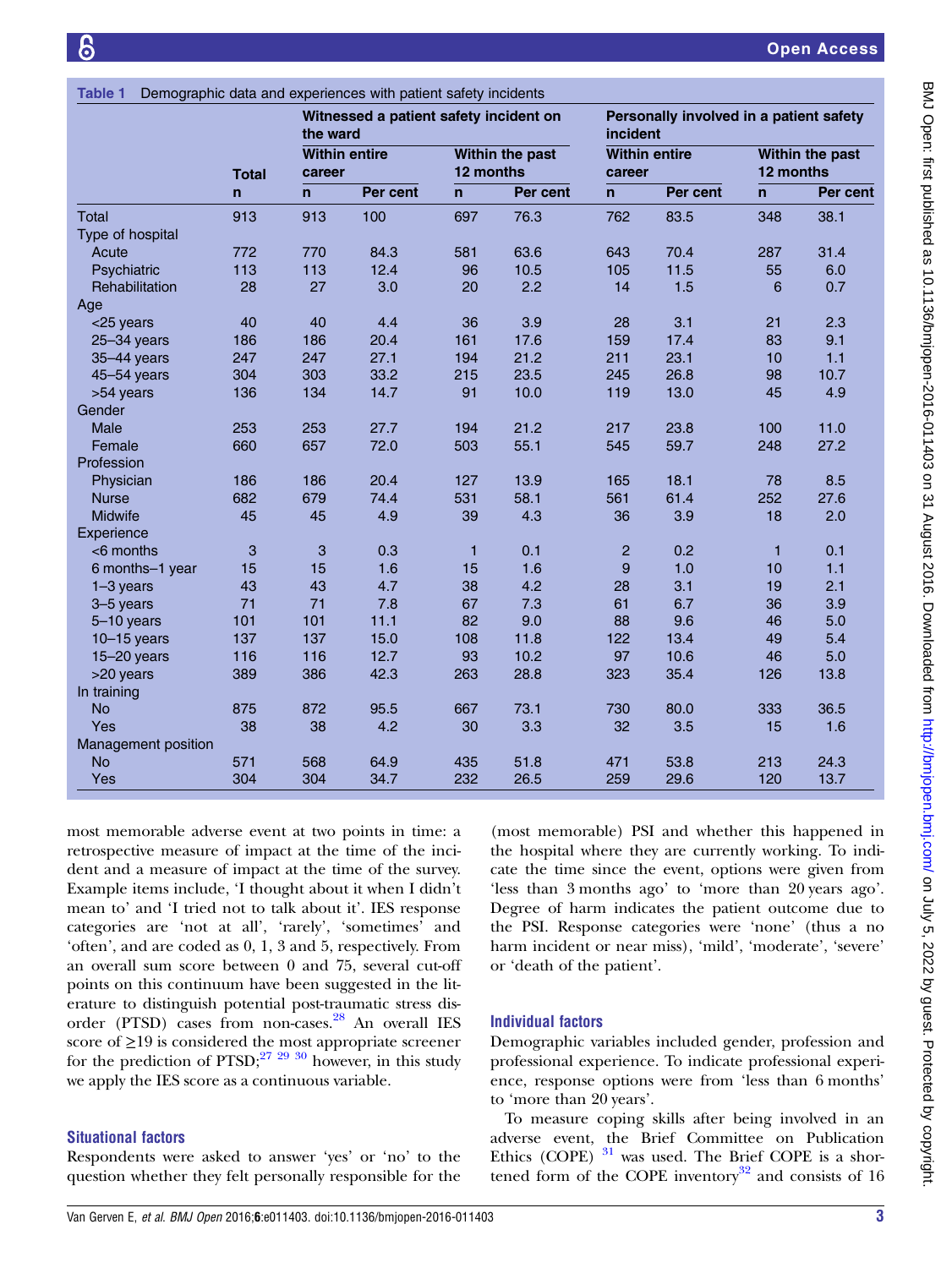Table 1 Demographic data and experiences with patient safety incidents

| | Total | Witnessed a patient safety incident on the ward | | | | Personally involved in a patient safety incident | | | |
|---|---|---|---|---|---|---|---|---|---|
| | | Within entire career | | Within the past 12 months | | Within entire career | | Within the past 12 months | |
| | n | n | Per cent | n | Per cent | n | Per cent | n | Per cent |
| Total | 913 | 913 | 100 | 697 | 76.3 | 762 | 83.5 | 348 | 38.1 |
| Type of hospital | | | | | | | | | |
| Acute | 772 | 770 | 84.3 | 581 | 63.6 | 643 | 70.4 | 287 | 31.4 |
| Psychiatric | 113 | 113 | 12.4 | 96 | 10.5 | 105 | 11.5 | 55 | 6.0 |
| Rehabilitation | 28 | 27 | 3.0 | 20 | 2.2 | 14 | 1.5 | 6 | 0.7 |
| Age | | | | | | | | | |
| <25 years | 40 | 40 | 4.4 | 36 | 3.9 | 28 | 3.1 | 21 | 2.3 |
| 25–34 years | 186 | 186 | 20.4 | 161 | 17.6 | 159 | 17.4 | 83 | 9.1 |
| 35–44 years | 247 | 247 | 27.1 | 194 | 21.2 | 211 | 23.1 | 10 | 1.1 |
| 45–54 years | 304 | 303 | 33.2 | 215 | 23.5 | 245 | 26.8 | 98 | 10.7 |
| >54 years | 136 | 134 | 14.7 | 91 | 10.0 | 119 | 13.0 | 45 | 4.9 |
| Gender | | | | | | | | | |
| Male | 253 | 253 | 27.7 | 194 | 21.2 | 217 | 23.8 | 100 | 11.0 |
| Female | 660 | 657 | 72.0 | 503 | 55.1 | 545 | 59.7 | 248 | 27.2 |
| Profession | | | | | | | | | |
| Physician | 186 | 186 | 20.4 | 127 | 13.9 | 165 | 18.1 | 78 | 8.5 |
| Nurse | 682 | 679 | 74.4 | 531 | 58.1 | 561 | 61.4 | 252 | 27.6 |
| Midwife | 45 | 45 | 4.9 | 39 | 4.3 | 36 | 3.9 | 18 | 2.0 |
| Experience | | | | | | | | | |
| <6 months | 3 | 3 | 0.3 | 1 | 0.1 | 2 | 0.2 | 1 | 0.1 |
| 6 months–1 year | 15 | 15 | 1.6 | 15 | 1.6 | 9 | 1.0 | 10 | 1.1 |
| 1–3 years | 43 | 43 | 4.7 | 38 | 4.2 | 28 | 3.1 | 19 | 2.1 |
| 3–5 years | 71 | 71 | 7.8 | 67 | 7.3 | 61 | 6.7 | 36 | 3.9 |
| 5–10 years | 101 | 101 | 11.1 | 82 | 9.0 | 88 | 9.6 | 46 | 5.0 |
| 10–15 years | 137 | 137 | 15.0 | 108 | 11.8 | 122 | 13.4 | 49 | 5.4 |
| 15–20 years | 116 | 116 | 12.7 | 93 | 10.2 | 97 | 10.6 | 46 | 5.0 |
| >20 years | 389 | 386 | 42.3 | 263 | 28.8 | 323 | 35.4 | 126 | 13.8 |
| In training | | | | | | | | | |
| No | 875 | 872 | 95.5 | 667 | 73.1 | 730 | 80.0 | 333 | 36.5 |
| Yes | 38 | 38 | 4.2 | 30 | 3.3 | 32 | 3.5 | 15 | 1.6 |
| Management position | | | | | | | | | |
| No | 571 | 568 | 64.9 | 435 | 51.8 | 471 | 53.8 | 213 | 24.3 |
| Yes | 304 | 304 | 34.7 | 232 | 26.5 | 259 | 29.6 | 120 | 13.7 |

most memorable adverse event at two points in time: a retrospective measure of impact at the time of the incident and a measure of impact at the time of the survey. Example items include, 'I thought about it when I didn't mean to' and 'I tried not to talk about it'. IES response categories are 'not at all', 'rarely', 'sometimes' and 'often', and are coded as 0, 1, 3 and 5, respectively. From an overall sum score between 0 and 75, several cut-off points on this continuum have been suggested in the literature to distinguish potential post-traumatic stress disorder (PTSD) cases from non-cases.[28] An overall IES score of ≥19 is considered the most appropriate screener for the prediction of PTSD;[27 29 30] however, in this study we apply the IES score as a continuous variable.

### Situational factors

Respondents were asked to answer 'yes' or 'no' to the question whether they felt personally responsible for the (most memorable) PSI and whether this happened in the hospital where they are currently working. To indicate the time since the event, options were given from 'less than 3 months ago' to 'more than 20 years ago'. Degree of harm indicates the patient outcome due to the PSI. Response categories were 'none' (thus a no harm incident or near miss), 'mild', 'moderate', 'severe' or 'death of the patient'.

### Individual factors

Demographic variables included gender, profession and professional experience. To indicate professional experience, response options were from 'less than 6 months' to 'more than 20 years'.

To measure coping skills after being involved in an adverse event, the Brief Committee on Publication Ethics (COPE) [31] was used. The Brief COPE is a shortened form of the COPE inventory[32] and consists of 16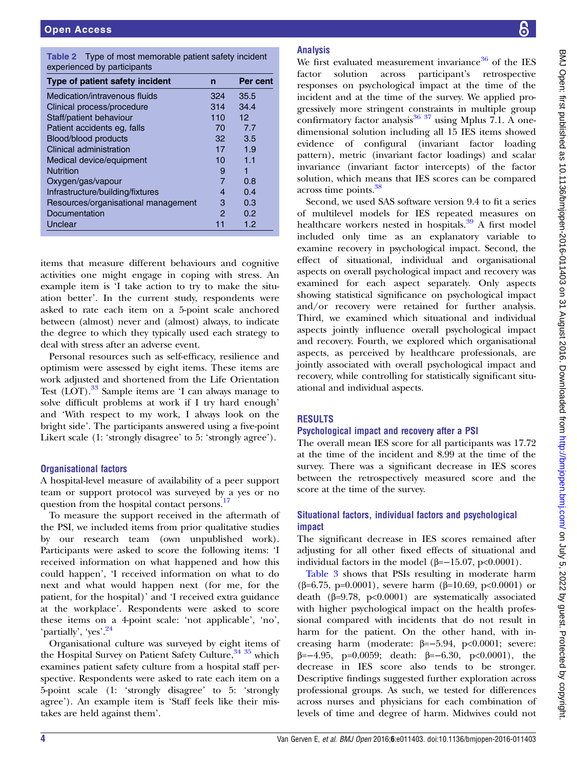**Table 2** Type of most memorable patient safety incident experienced by participants

| Type of patient safety incident | n | Per cent |
|---|---|---|
| Medication/intravenous fluids | 324 | 35.5 |
| Clinical process/procedure | 314 | 34.4 |
| Staff/patient behaviour | 110 | 12 |
| Patient accidents eg, falls | 70 | 7.7 |
| Blood/blood products | 32 | 3.5 |
| Clinical administration | 17 | 1.9 |
| Medical device/equipment | 10 | 1.1 |
| Nutrition | 9 | 1 |
| Oxygen/gas/vapour | 7 | 0.8 |
| Infrastructure/building/fixtures | 4 | 0.4 |
| Resources/organisational management | 3 | 0.3 |
| Documentation | 2 | 0.2 |
| Unclear | 11 | 1.2 |

items that measure different behaviours and cognitive activities one might engage in coping with stress. An example item is 'I take action to try to make the situation better'. In the current study, respondents were asked to rate each item on a 5-point scale anchored between (almost) never and (almost) always, to indicate the degree to which they typically used each strategy to deal with stress after an adverse event.

Personal resources such as self-efficacy, resilience and optimism were assessed by eight items. These items are work adjusted and shortened from the Life Orientation Test (LOT).[33] Sample items are 'I can always manage to solve difficult problems at work if I try hard enough' and 'With respect to my work, I always look on the bright side'. The participants answered using a five-point Likert scale (1: 'strongly disagree' to 5: 'strongly agree').

### Organisational factors

A hospital-level measure of availability of a peer support team or support protocol was surveyed by a yes or no question from the hospital contact persons.[17]

To measure the support received in the aftermath of the PSI, we included items from prior qualitative studies by our research team (own unpublished work). Participants were asked to score the following items: 'I received information on what happened and how this could happen', 'I received information on what to do next and what would happen next (for me, for the patient, for the hospital)' and 'I received extra guidance at the workplace'. Respondents were asked to score these items on a 4-point scale: 'not applicable', 'no', 'partially', 'yes'.[24]

Organisational culture was surveyed by eight items of the Hospital Survey on Patient Safety Culture,[34,35] which examines patient safety culture from a hospital staff perspective. Respondents were asked to rate each item on a 5-point scale (1: 'strongly disagree' to 5: 'strongly agree'). An example item is 'Staff feels like their mistakes are held against them'.

### Analysis

We first evaluated measurement invariance[36] of the IES factor solution across participant's retrospective responses on psychological impact at the time of the incident and at the time of the survey. We applied progressively more stringent constraints in multiple group confirmatory factor analysis[36,37] using Mplus 7.1. A one-dimensional solution including all 15 IES items showed evidence of configural (invariant factor loading pattern), metric (invariant factor loadings) and scalar invariance (invariant factor intercepts) of the factor solution, which means that IES scores can be compared across time points.[38]

Second, we used SAS software version 9.4 to fit a series of multilevel models for IES repeated measures on healthcare workers nested in hospitals.[39] A first model included only time as an explanatory variable to examine recovery in psychological impact. Second, the effect of situational, individual and organisational aspects on overall psychological impact and recovery was examined for each aspect separately. Only aspects showing statistical significance on psychological impact and/or recovery were retained for further analysis. Third, we examined which situational and individual aspects jointly influence overall psychological impact and recovery. Fourth, we explored which organisational aspects, as perceived by healthcare professionals, are jointly associated with overall psychological impact and recovery, while controlling for statistically significant situational and individual aspects.

## RESULTS

### Psychological impact and recovery after a PSI

The overall mean IES score for all participants was 17.72 at the time of the incident and 8.99 at the time of the survey. There was a significant decrease in IES scores between the retrospectively measured score and the score at the time of the survey.

### Situational factors, individual factors and psychological impact

The significant decrease in IES scores remained after adjusting for all other fixed effects of situational and individual factors in the model ($\beta=-15.07$, $p<0.0001$).

Table 3 shows that PSIs resulting in moderate harm ($\beta=6.75$, $p=0.0001$), severe harm ($\beta=10.69$, $p<0.0001$) or death ($\beta=9.78$, $p<0.0001$) are systematically associated with higher psychological impact on the health professional compared with incidents that do not result in harm for the patient. On the other hand, with increasing harm (moderate: $\beta=-5.94$, $p<0.0001$; severe: $\beta=-4.95$, $p=0.0059$; death: $\beta=-6.30$, $p<0.0001$), the decrease in IES score also tends to be stronger. Descriptive findings suggested further exploration across professional groups. As such, we tested for differences across nurses and physicians for each combination of levels of time and degree of harm. Midwives could not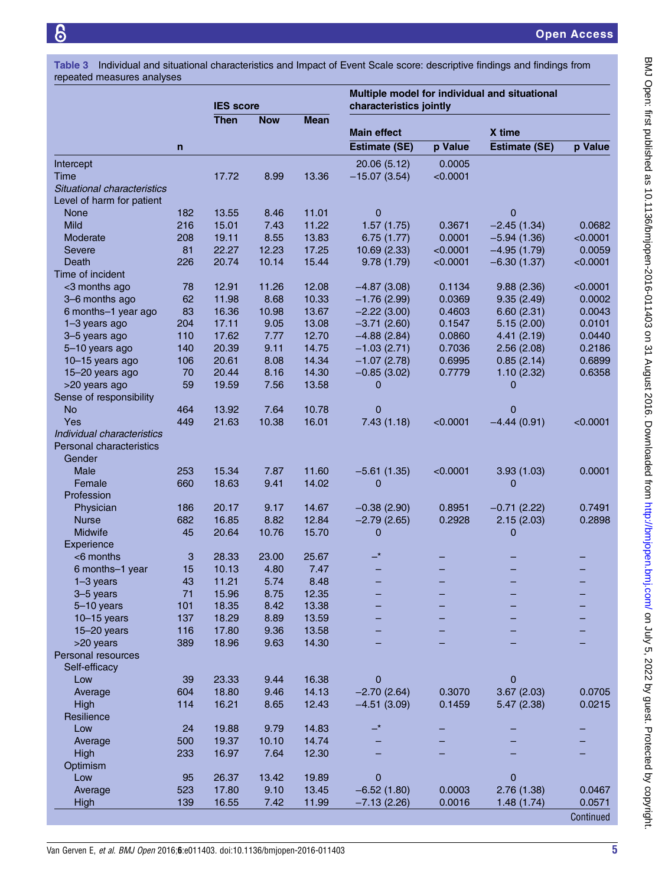**Table 3** Individual and situational characteristics and Impact of Event Scale score: descriptive findings and findings from repeated measures analyses

| | | IES score | | | Multiple model for individual and situational characteristics jointly | | | |
|---|---|---|---|---|---|---|---|---|
| | | | | | Main effect | | X time | |
| | n | Then | Now | Mean | Estimate (SE) | p Value | Estimate (SE) | p Value |
| Intercept | | | | | 20.06 (5.12) | 0.0005 | | |
| Time | | 17.72 | 8.99 | 13.36 | −15.07 (3.54) | <0.0001 | | |
| *Situational characteristics* | | | | | | | | |
| Level of harm for patient | | | | | | | | |
| None | 182 | 13.55 | 8.46 | 11.01 | 0 | | 0 | |
| Mild | 216 | 15.01 | 7.43 | 11.22 | 1.57 (1.75) | 0.3671 | −2.45 (1.34) | 0.0682 |
| Moderate | 208 | 19.11 | 8.55 | 13.83 | 6.75 (1.77) | 0.0001 | −5.94 (1.36) | <0.0001 |
| Severe | 81 | 22.27 | 12.23 | 17.25 | 10.69 (2.33) | <0.0001 | −4.95 (1.79) | 0.0059 |
| Death | 226 | 20.74 | 10.14 | 15.44 | 9.78 (1.79) | <0.0001 | −6.30 (1.37) | <0.0001 |
| Time of incident | | | | | | | | |
| <3 months ago | 78 | 12.91 | 11.26 | 12.08 | −4.87 (3.08) | 0.1134 | 9.88 (2.36) | <0.0001 |
| 3–6 months ago | 62 | 11.98 | 8.68 | 10.33 | −1.76 (2.99) | 0.0369 | 9.35 (2.49) | 0.0002 |
| 6 months–1 year ago | 83 | 16.36 | 10.98 | 13.67 | −2.22 (3.00) | 0.4603 | 6.60 (2.31) | 0.0043 |
| 1–3 years ago | 204 | 17.11 | 9.05 | 13.08 | −3.71 (2.60) | 0.1547 | 5.15 (2.00) | 0.0101 |
| 3–5 years ago | 110 | 17.62 | 7.77 | 12.70 | −4.88 (2.84) | 0.0860 | 4.41 (2.19) | 0.0440 |
| 5–10 years ago | 140 | 20.39 | 9.11 | 14.75 | −1.03 (2.71) | 0.7036 | 2.56 (2.08) | 0.2186 |
| 10–15 years ago | 106 | 20.61 | 8.08 | 14.34 | −1.07 (2.78) | 0.6995 | 0.85 (2.14) | 0.6899 |
| 15–20 years ago | 70 | 20.44 | 8.16 | 14.30 | −0.85 (3.02) | 0.7779 | 1.10 (2.32) | 0.6358 |
| >20 years ago | 59 | 19.59 | 7.56 | 13.58 | 0 | | 0 | |
| Sense of responsibility | | | | | | | | |
| No | 464 | 13.92 | 7.64 | 10.78 | 0 | | 0 | |
| Yes | 449 | 21.63 | 10.38 | 16.01 | 7.43 (1.18) | <0.0001 | −4.44 (0.91) | <0.0001 |
| *Individual characteristics* | | | | | | | | |
| Personal characteristics | | | | | | | | |
| Gender | | | | | | | | |
| Male | 253 | 15.34 | 7.87 | 11.60 | −5.61 (1.35) | <0.0001 | 3.93 (1.03) | 0.0001 |
| Female | 660 | 18.63 | 9.41 | 14.02 | 0 | | 0 | |
| Profession | | | | | | | | |
| Physician | 186 | 20.17 | 9.17 | 14.67 | −0.38 (2.90) | 0.8951 | −0.71 (2.22) | 0.7491 |
| Nurse | 682 | 16.85 | 8.82 | 12.84 | −2.79 (2.65) | 0.2928 | 2.15 (2.03) | 0.2898 |
| Midwife | 45 | 20.64 | 10.76 | 15.70 | 0 | | 0 | |
| Experience | | | | | | | | |
| <6 months | 3 | 28.33 | 23.00 | 25.67 | –* | – | – | – |
| 6 months–1 year | 15 | 10.13 | 4.80 | 7.47 | – | – | – | – |
| 1–3 years | 43 | 11.21 | 5.74 | 8.48 | – | – | – | – |
| 3–5 years | 71 | 15.96 | 8.75 | 12.35 | – | – | – | – |
| 5–10 years | 101 | 18.35 | 8.42 | 13.38 | – | – | – | – |
| 10–15 years | 137 | 18.29 | 8.89 | 13.59 | – | – | – | – |
| 15–20 years | 116 | 17.80 | 9.36 | 13.58 | – | – | – | – |
| >20 years | 389 | 18.96 | 9.63 | 14.30 | – | – | – | – |
| Personal resources | | | | | | | | |
| Self-efficacy | | | | | | | | |
| Low | 39 | 23.33 | 9.44 | 16.38 | 0 | | 0 | |
| Average | 604 | 18.80 | 9.46 | 14.13 | −2.70 (2.64) | 0.3070 | 3.67 (2.03) | 0.0705 |
| High | 114 | 16.21 | 8.65 | 12.43 | −4.51 (3.09) | 0.1459 | 5.47 (2.38) | 0.0215 |
| Resilience | | | | | | | | |
| Low | 24 | 19.88 | 9.79 | 14.83 | –* | – | – | – |
| Average | 500 | 19.37 | 10.10 | 14.74 | – | – | – | – |
| High | 233 | 16.97 | 7.64 | 12.30 | – | – | – | – |
| Optimism | | | | | | | | |
| Low | 95 | 26.37 | 13.42 | 19.89 | 0 | | 0 | |
| Average | 523 | 17.80 | 9.10 | 13.45 | −6.52 (1.80) | 0.0003 | 2.76 (1.38) | 0.0467 |
| High | 139 | 16.55 | 7.42 | 11.99 | −7.13 (2.26) | 0.0016 | 1.48 (1.74) | 0.0571 |

Continued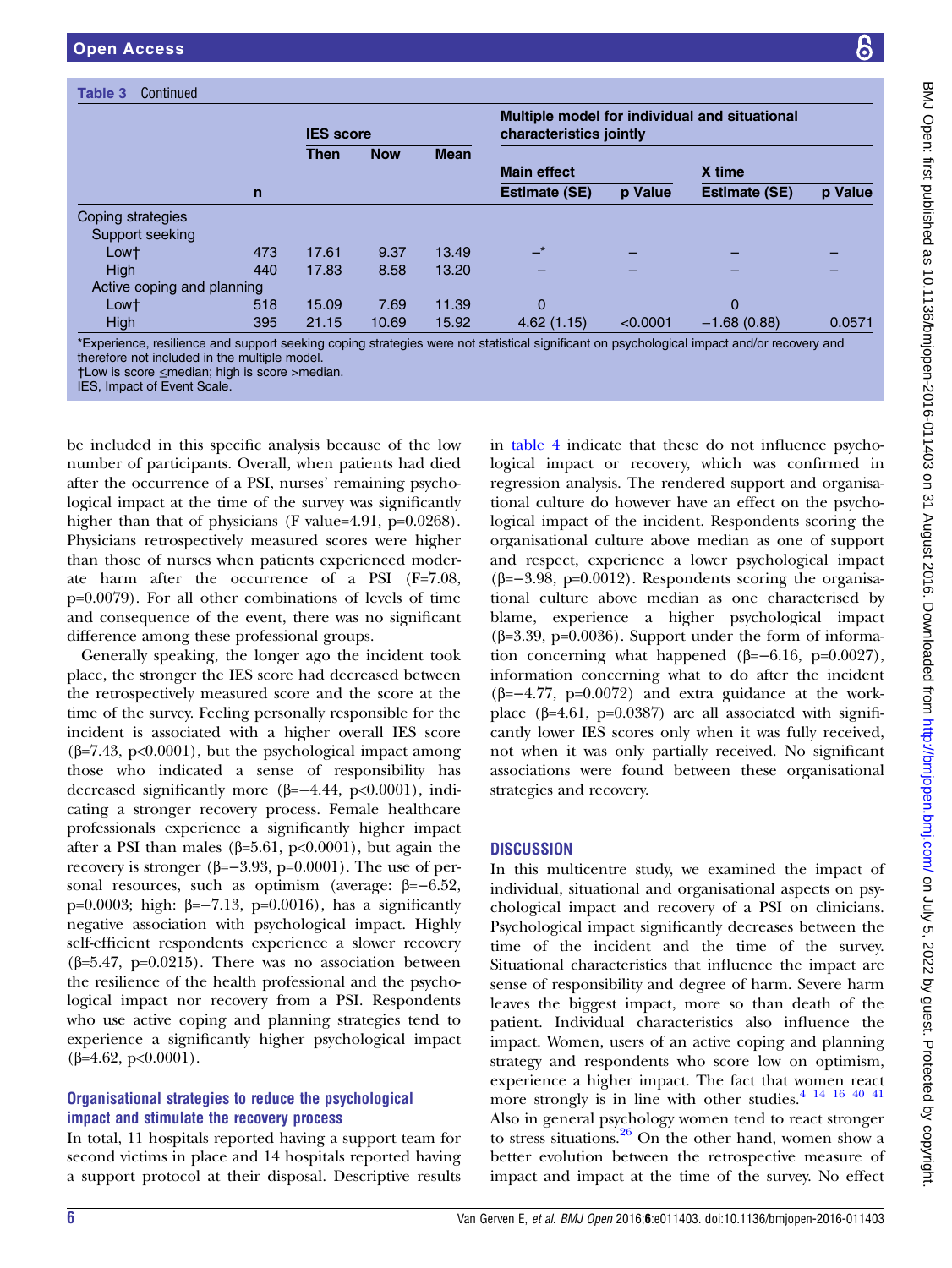**Table 3** Continued

| | n | IES score | | | Multiple model for individual and situational characteristics jointly | | | |
|---|---|---|---|---|---|---|---|---|
| | | Then | Now | Mean | Main effect | | X time | |
| | | | | | Estimate (SE) | p Value | Estimate (SE) | p Value |
| Coping strategies | | | | | | | | |
| Support seeking | | | | | | | | |
| Low† | 473 | 17.61 | 9.37 | 13.49 | –* | – | – | – |
| High | 440 | 17.83 | 8.58 | 13.20 | – | – | – | – |
| Active coping and planning | | | | | | | | |
| Low† | 518 | 15.09 | 7.69 | 11.39 | 0 | | 0 | |
| High | 395 | 21.15 | 10.69 | 15.92 | 4.62 (1.15) | <0.0001 | −1.68 (0.88) | 0.0571 |

*Experience, resilience and support seeking coping strategies were not statistical significant on psychological impact and/or recovery and therefore not included in the multiple model.
†Low is score ≤median; high is score >median.
IES, Impact of Event Scale.

be included in this specific analysis because of the low number of participants. Overall, when patients had died after the occurrence of a PSI, nurses' remaining psychological impact at the time of the survey was significantly higher than that of physicians (F value=4.91, p=0.0268). Physicians retrospectively measured scores were higher than those of nurses when patients experienced moderate harm after the occurrence of a PSI (F=7.08, p=0.0079). For all other combinations of levels of time and consequence of the event, there was no significant difference among these professional groups.

Generally speaking, the longer ago the incident took place, the stronger the IES score had decreased between the retrospectively measured score and the score at the time of the survey. Feeling personally responsible for the incident is associated with a higher overall IES score (β=7.43, p<0.0001), but the psychological impact among those who indicated a sense of responsibility has decreased significantly more (β=−4.44, p<0.0001), indicating a stronger recovery process. Female healthcare professionals experience a significantly higher impact after a PSI than males (β=5.61, p<0.0001), but again the recovery is stronger (β=−3.93, p=0.0001). The use of personal resources, such as optimism (average: β=−6.52, p=0.0003; high: β=−7.13, p=0.0016), has a significantly negative association with psychological impact. Highly self-efficient respondents experience a slower recovery (β=5.47, p=0.0215). There was no association between the resilience of the health professional and the psychological impact nor recovery from a PSI. Respondents who use active coping and planning strategies tend to experience a significantly higher psychological impact (β=4.62, p<0.0001).

### Organisational strategies to reduce the psychological impact and stimulate the recovery process

In total, 11 hospitals reported having a support team for second victims in place and 14 hospitals reported having a support protocol at their disposal. Descriptive results in table 4 indicate that these do not influence psychological impact or recovery, which was confirmed in regression analysis. The rendered support and organisational culture do however have an effect on the psychological impact of the incident. Respondents scoring the organisational culture above median as one of support and respect, experience a lower psychological impact (β=−3.98, p=0.0012). Respondents scoring the organisational culture above median as one characterised by blame, experience a higher psychological impact (β=3.39, p=0.0036). Support under the form of information concerning what happened (β=−6.16, p=0.0027), information concerning what to do after the incident (β=−4.77, p=0.0072) and extra guidance at the workplace (β=4.61, p=0.0387) are all associated with significantly lower IES scores only when it was fully received, not when it was only partially received. No significant associations were found between these organisational strategies and recovery.

## DISCUSSION

In this multicentre study, we examined the impact of individual, situational and organisational aspects on psychological impact and recovery of a PSI on clinicians. Psychological impact significantly decreases between the time of the incident and the time of the survey. Situational characteristics that influence the impact are sense of responsibility and degree of harm. Severe harm leaves the biggest impact, more so than death of the patient. Individual characteristics also influence the impact. Women, users of an active coping and planning strategy and respondents who score low on optimism, experience a higher impact. The fact that women react more strongly is in line with other studies.[4 14 16 40 41] Also in general psychology women tend to react stronger to stress situations.[26] On the other hand, women show a better evolution between the retrospective measure of impact and impact at the time of the survey. No effect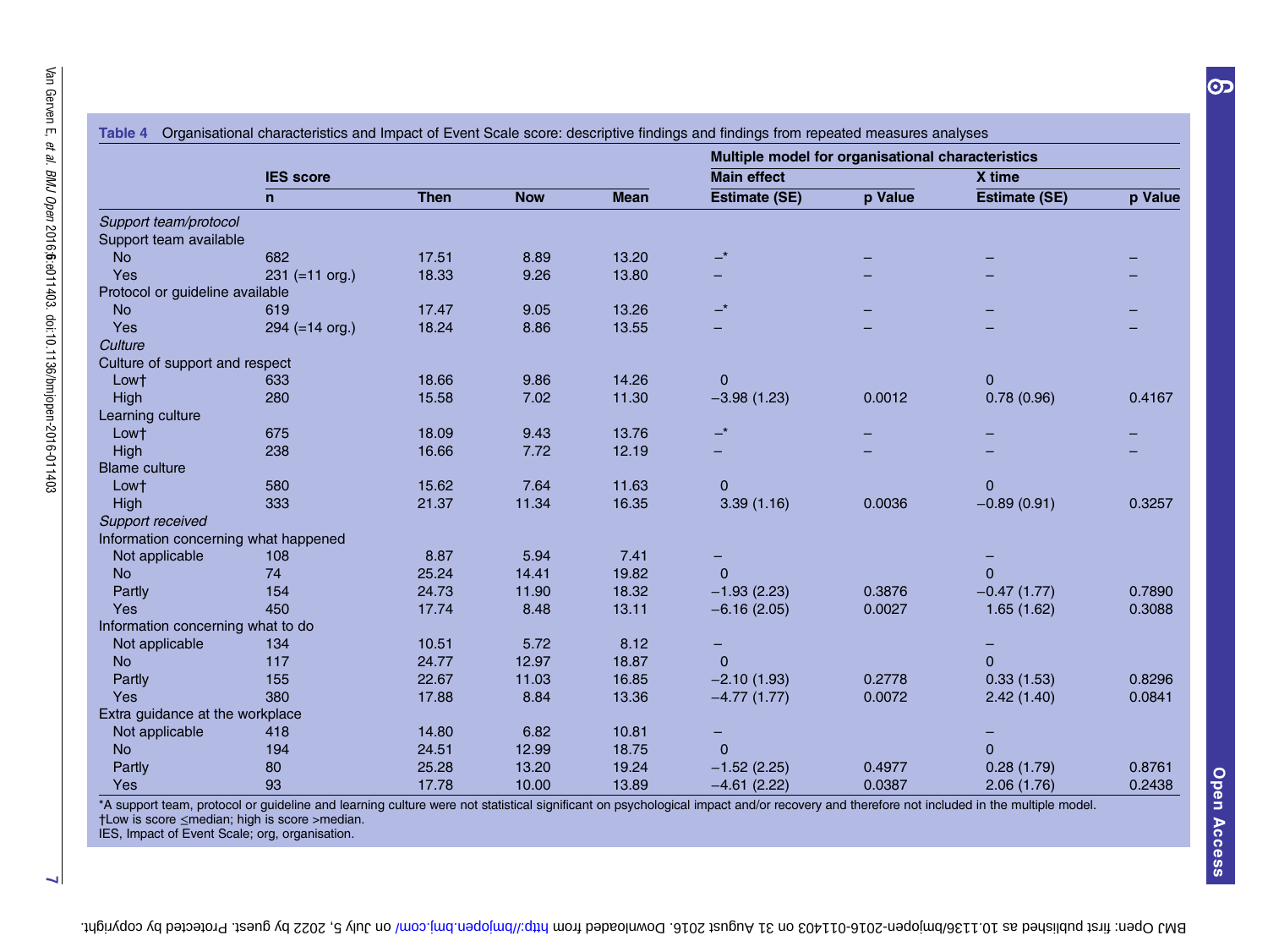**Table 4** Organisational characteristics and Impact of Event Scale score: descriptive findings and findings from repeated measures analyses

| | IES score | | | | Multiple model for organisational characteristics | | | |
|---|---|---|---|---|---|---|---|---|
| | | | | | Main effect | | X time | |
| | n | Then | Now | Mean | Estimate (SE) | p Value | Estimate (SE) | p Value |
| *Support team/protocol* | | | | | | | | |
| Support team available | | | | | | | | |
| No | 682 | 17.51 | 8.89 | 13.20 | –* | – | – | – |
| Yes | 231 (=11 org.) | 18.33 | 9.26 | 13.80 | – | – | – | – |
| Protocol or guideline available | | | | | | | | |
| No | 619 | 17.47 | 9.05 | 13.26 | –* | – | – | – |
| Yes | 294 (=14 org.) | 18.24 | 8.86 | 13.55 | – | – | – | – |
| *Culture* | | | | | | | | |
| Culture of support and respect | | | | | | | | |
| Low† | 633 | 18.66 | 9.86 | 14.26 | 0 | | 0 | |
| High | 280 | 15.58 | 7.02 | 11.30 | −3.98 (1.23) | 0.0012 | 0.78 (0.96) | 0.4167 |
| Learning culture | | | | | | | | |
| Low† | 675 | 18.09 | 9.43 | 13.76 | –* | – | – | – |
| High | 238 | 16.66 | 7.72 | 12.19 | – | – | – | – |
| Blame culture | | | | | | | | |
| Low† | 580 | 15.62 | 7.64 | 11.63 | 0 | | 0 | |
| High | 333 | 21.37 | 11.34 | 16.35 | 3.39 (1.16) | 0.0036 | −0.89 (0.91) | 0.3257 |
| *Support received* | | | | | | | | |
| Information concerning what happened | | | | | | | | |
| Not applicable | 108 | 8.87 | 5.94 | 7.41 | – | | – | |
| No | 74 | 25.24 | 14.41 | 19.82 | 0 | | 0 | |
| Partly | 154 | 24.73 | 11.90 | 18.32 | −1.93 (2.23) | 0.3876 | −0.47 (1.77) | 0.7890 |
| Yes | 450 | 17.74 | 8.48 | 13.11 | −6.16 (2.05) | 0.0027 | 1.65 (1.62) | 0.3088 |
| Information concerning what to do | | | | | | | | |
| Not applicable | 134 | 10.51 | 5.72 | 8.12 | – | | – | |
| No | 117 | 24.77 | 12.97 | 18.87 | 0 | | 0 | |
| Partly | 155 | 22.67 | 11.03 | 16.85 | −2.10 (1.93) | 0.2778 | 0.33 (1.53) | 0.8296 |
| Yes | 380 | 17.88 | 8.84 | 13.36 | −4.77 (1.77) | 0.0072 | 2.42 (1.40) | 0.0841 |
| Extra guidance at the workplace | | | | | | | | |
| Not applicable | 418 | 14.80 | 6.82 | 10.81 | – | | – | |
| No | 194 | 24.51 | 12.99 | 18.75 | 0 | | 0 | |
| Partly | 80 | 25.28 | 13.20 | 19.24 | −1.52 (2.25) | 0.4977 | 0.28 (1.79) | 0.8761 |
| Yes | 93 | 17.78 | 10.00 | 13.89 | −4.61 (2.22) | 0.0387 | 2.06 (1.76) | 0.2438 |

*A support team, protocol or guideline and learning culture were not statistical significant on psychological impact and/or recovery and therefore not included in the multiple model.
†Low is score ≤median; high is score >median.
IES, Impact of Event Scale; org, organisation.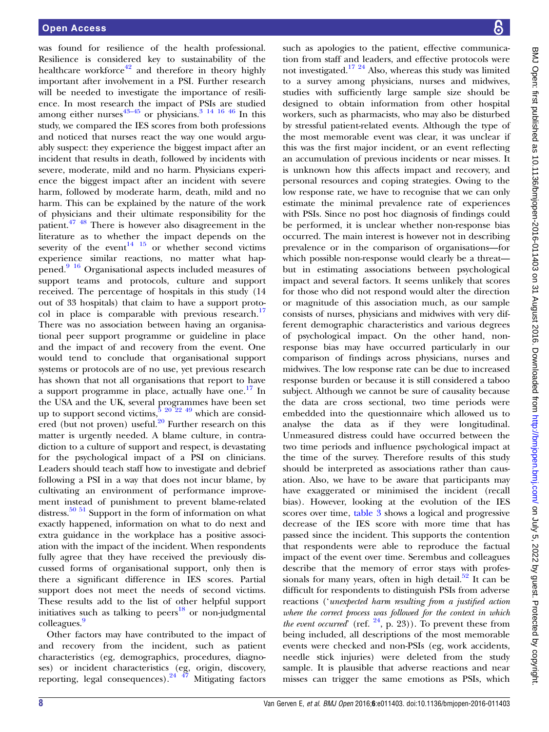was found for resilience of the health professional. Resilience is considered key to sustainability of the healthcare workforce[42] and therefore in theory highly important after involvement in a PSI. Further research will be needed to investigate the importance of resilience. In most research the impact of PSIs are studied among either nurses[43–45] or physicians.[3 14 16 46] In this study, we compared the IES scores from both professions and noticed that nurses react the way one would arguably suspect: they experience the biggest impact after an incident that results in death, followed by incidents with severe, moderate, mild and no harm. Physicians experience the biggest impact after an incident with severe harm, followed by moderate harm, death, mild and no harm. This can be explained by the nature of the work of physicians and their ultimate responsibility for the patient.[47 48] There is however also disagreement in the literature as to whether the impact depends on the severity of the event[14 15] or whether second victims experience similar reactions, no matter what happened.[9 16] Organisational aspects included measures of support teams and protocols, culture and support received. The percentage of hospitals in this study (14 out of 33 hospitals) that claim to have a support protocol in place is comparable with previous research.[17] There was no association between having an organisational peer support programme or guideline in place and the impact of and recovery from the event. One would tend to conclude that organisational support systems or protocols are of no use, yet previous research has shown that not all organisations that report to have a support programme in place, actually have one.[17] In the USA and the UK, several programmes have been set up to support second victims,[5 20 22 49] which are considered (but not proven) useful.[20] Further research on this matter is urgently needed. A blame culture, in contradiction to a culture of support and respect, is devastating for the psychological impact of a PSI on clinicians. Leaders should teach staff how to investigate and debrief following a PSI in a way that does not incur blame, by cultivating an environment of performance improvement instead of punishment to prevent blame-related distress.[50 51] Support in the form of information on what exactly happened, information on what to do next and extra guidance in the workplace has a positive association with the impact of the incident. When respondents fully agree that they have received the previously discussed forms of organisational support, only then is there a significant difference in IES scores. Partial support does not meet the needs of second victims. These results add to the list of other helpful support initiatives such as talking to peers[18] or non-judgmental colleagues.[9]

Other factors may have contributed to the impact of and recovery from the incident, such as patient characteristics (eg, demographics, procedures, diagnoses) or incident characteristics (eg, origin, discovery, reporting, legal consequences).[24 47] Mitigating factors such as apologies to the patient, effective communication from staff and leaders, and effective protocols were not investigated.[17 24] Also, whereas this study was limited to a survey among physicians, nurses and midwives, studies with sufficiently large sample size should be designed to obtain information from other hospital workers, such as pharmacists, who may also be disturbed by stressful patient-related events. Although the type of the most memorable event was clear, it was unclear if this was the first major incident, or an event reflecting an accumulation of previous incidents or near misses. It is unknown how this affects impact and recovery, and personal resources and coping strategies. Owing to the low response rate, we have to recognise that we can only estimate the minimal prevalence rate of experiences with PSIs. Since no post hoc diagnosis of findings could be performed, it is unclear whether non-response bias occurred. The main interest is however not in describing prevalence or in the comparison of organisations—for which possible non-response would clearly be a threat—but in estimating associations between psychological impact and several factors. It seems unlikely that scores for those who did not respond would alter the direction or magnitude of this association much, as our sample consists of nurses, physicians and midwives with very different demographic characteristics and various degrees of psychological impact. On the other hand, non-response bias may have occurred particularly in our comparison of findings across physicians, nurses and midwives. The low response rate can be due to increased response burden or because it is still considered a taboo subject. Although we cannot be sure of causality because the data are cross sectional, two time periods were embedded into the questionnaire which allowed us to analyse the data as if they were longitudinal. Unmeasured distress could have occurred between the two time periods and influence psychological impact at the time of the survey. Therefore results of this study should be interpreted as associations rather than causation. Also, we have to be aware that participants may have exaggerated or minimised the incident (recall bias). However, looking at the evolution of the IES scores over time, table 3 shows a logical and progressive decrease of the IES score with more time that has passed since the incident. This supports the contention that respondents were able to reproduce the factual impact of the event over time. Serembus and colleagues describe that the memory of error stays with professionals for many years, often in high detail.[52] It can be difficult for respondents to distinguish PSIs from adverse reactions ('*unexpected harm resulting from a justified action where the correct process was followed for the context in which the event occurred*' (ref. [24], p. 23)). To prevent these from being included, all descriptions of the most memorable events were checked and non-PSIs (eg, work accidents, needle stick injuries) were deleted from the study sample. It is plausible that adverse reactions and near misses can trigger the same emotions as PSIs, which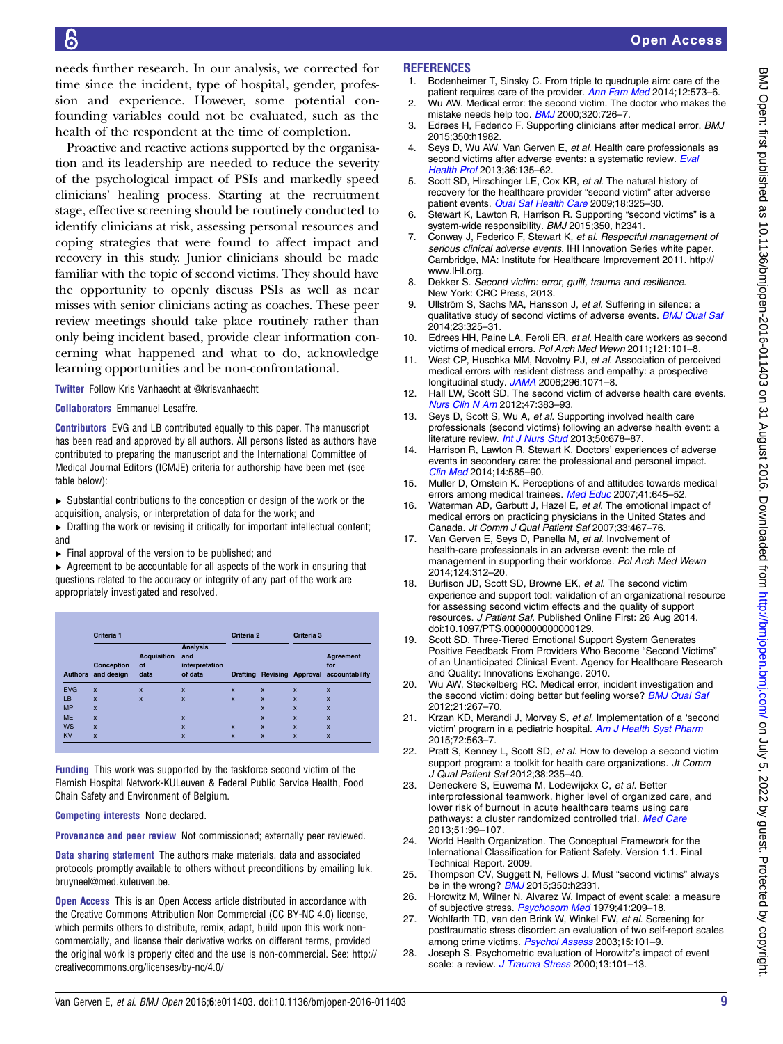needs further research. In our analysis, we corrected for time since the incident, type of hospital, gender, profession and experience. However, some potential confounding variables could not be evaluated, such as the health of the respondent at the time of completion.

Proactive and reactive actions supported by the organisation and its leadership are needed to reduce the severity of the psychological impact of PSIs and markedly speed clinicians' healing process. Starting at the recruitment stage, effective screening should be routinely conducted to identify clinicians at risk, assessing personal resources and coping strategies that were found to affect impact and recovery in this study. Junior clinicians should be made familiar with the topic of second victims. They should have the opportunity to openly discuss PSIs as well as near misses with senior clinicians acting as coaches. These peer review meetings should take place routinely rather than only being incident based, provide clear information concerning what happened and what to do, acknowledge learning opportunities and be non-confrontational.

**Twitter** Follow Kris Vanhaecht at @krisvanhaecht

**Collaborators** Emmanuel Lesaffre.

**Contributors** EVG and LB contributed equally to this paper. The manuscript has been read and approved by all authors. All persons listed as authors have contributed to preparing the manuscript and the International Committee of Medical Journal Editors (ICMJE) criteria for authorship have been met (see table below):

- Substantial contributions to the conception or design of the work or the acquisition, analysis, or interpretation of data for the work; and
- Drafting the work or revising it critically for important intellectual content; and
- Final approval of the version to be published; and
- Agreement to be accountable for all aspects of the work in ensuring that questions related to the accuracy or integrity of any part of the work are appropriately investigated and resolved.

| | Criteria 1 | | | Criteria 2 | | Criteria 3 | |
|---|---|---|---|---|---|---|---|
| Authors | Conception and design | Acquisition of data | Analysis and interpretation of data | Drafting | Revising | Approval | Agreement for accountability |
| EVG | x | x | x | x | x | x | x |
| LB | x | x | x | x | x | x | x |
| MP | x | | | | x | x | x |
| ME | x | | x | | x | x | x |
| WS | x | | x | x | x | x | x |
| KV | x | | x | x | x | x | x |

**Funding** This work was supported by the taskforce second victim of the Flemish Hospital Network-KULeuven & Federal Public Service Health, Food Chain Safety and Environment of Belgium.

**Competing interests** None declared.

**Provenance and peer review** Not commissioned; externally peer reviewed.

**Data sharing statement** The authors make materials, data and associated protocols promptly available to others without preconditions by emailing luk.bruyneel@med.kuleuven.be.

**Open Access** This is an Open Access article distributed in accordance with the Creative Commons Attribution Non Commercial (CC BY-NC 4.0) license, which permits others to distribute, remix, adapt, build upon this work non-commercially, and license their derivative works on different terms, provided the original work is properly cited and the use is non-commercial. See: http://creativecommons.org/licenses/by-nc/4.0/

## REFERENCES

1. Bodenheimer T, Sinsky C. From triple to quadruple aim: care of the patient requires care of the provider. *Ann Fam Med* 2014;12:573–6.
2. Wu AW. Medical error: the second victim. The doctor who makes the mistake needs help too. *BMJ* 2000;320:726–7.
3. Edrees H, Federico F. Supporting clinicians after medical error. *BMJ* 2015;350:h1982.
4. Seys D, Wu AW, Van Gerven E, *et al*. Health care professionals as second victims after adverse events: a systematic review. *Eval Health Prof* 2013;36:135–62.
5. Scott SD, Hirschinger LE, Cox KR, *et al*. The natural history of recovery for the healthcare provider "second victim" after adverse patient events. *Qual Saf Health Care* 2009;18:325–30.
6. Stewart K, Lawton R, Harrison R. Supporting "second victims" is a system-wide responsibility. *BMJ* 2015;350, h2341.
7. Conway J, Federico F, Stewart K, *et al*. *Respectful management of serious clinical adverse events*. IHI Innovation Series white paper. Cambridge, MA: Institute for Healthcare Improvement 2011. http://www.IHI.org.
8. Dekker S. *Second victim: error, guilt, trauma and resilience*. New York: CRC Press, 2013.
9. Ullström S, Sachs MA, Hansson J, *et al*. Suffering in silence: a qualitative study of second victims of adverse events. *BMJ Qual Saf* 2014;23:325–31.
10. Edrees HH, Paine LA, Feroli ER, *et al*. Health care workers as second victims of medical errors. *Pol Arch Med Wewn* 2011;121:101–8.
11. West CP, Huschka MM, Novotny PJ, *et al*. Association of perceived medical errors with resident distress and empathy: a prospective longitudinal study. *JAMA* 2006;296:1071–8.
12. Hall LW, Scott SD. The second victim of adverse health care events. *Nurs Clin N Am* 2012;47:383–93.
13. Seys D, Scott S, Wu A, *et al*. Supporting involved health care professionals (second victims) following an adverse health event: a literature review. *Int J Nurs Stud* 2013;50:678–87.
14. Harrison R, Lawton R, Stewart K. Doctors' experiences of adverse events in secondary care: the professional and personal impact. *Clin Med* 2014;14:585–90.
15. Muller D, Ornstein K. Perceptions of and attitudes towards medical errors among medical trainees. *Med Educ* 2007;41:645–52.
16. Waterman AD, Garbutt J, Hazel E, *et al*. The emotional impact of medical errors on practicing physicians in the United States and Canada. *Jt Comm J Qual Patient Saf* 2007;33:467–76.
17. Van Gerven E, Seys D, Panella M, *et al*. Involvement of health-care professionals in an adverse event: the role of management in supporting their workforce. *Pol Arch Med Wewn* 2014;124:312–20.
18. Burlison JD, Scott SD, Browne EK, *et al*. The second victim experience and support tool: validation of an organizational resource for assessing second victim effects and the quality of support resources. *J Patient Saf*. Published Online First: 26 Aug 2014. doi:10.1097/PTS.0000000000000129.
19. Scott SD. Three-Tiered Emotional Support System Generates Positive Feedback From Providers Who Become "Second Victims" of an Unanticipated Clinical Event. Agency for Healthcare Research and Quality: Innovations Exchange. 2010.
20. Wu AW, Steckelberg RC. Medical error, incident investigation and the second victim: doing better but feeling worse? *BMJ Qual Saf* 2012;21:267–70.
21. Krzan KD, Merandi J, Morvay S, *et al*. Implementation of a 'second victim' program in a pediatric hospital. *Am J Health Syst Pharm* 2015;72:563–7.
22. Pratt S, Kenney L, Scott SD, *et al*. How to develop a second victim support program: a toolkit for health care organizations. *Jt Comm J Qual Patient Saf* 2012;38:235–40.
23. Deneckere S, Euwema M, Lodewijckx C, *et al*. Better interprofessional teamwork, higher level of organized care, and lower risk of burnout in acute healthcare teams using care pathways: a cluster randomized controlled trial. *Med Care* 2013;51:99–107.
24. World Health Organization. The Conceptual Framework for the International Classification for Patient Safety. Version 1.1. Final Technical Report. 2009.
25. Thompson CV, Suggett N, Fellows J. Must "second victims" always be in the wrong? *BMJ* 2015;350:h2331.
26. Horowitz M, Wilner N, Alvarez W. Impact of event scale: a measure of subjective stress. *Psychosom Med* 1979;41:209–18.
27. Wohlfarth TD, van den Brink W, Winkel FW, *et al*. Screening for posttraumatic stress disorder: an evaluation of two self-report scales among crime victims. *Psychol Assess* 2003;15:101–9.
28. Joseph S. Psychometric evaluation of Horowitz's impact of event scale: a review. *J Trauma Stress* 2000;13:101–13.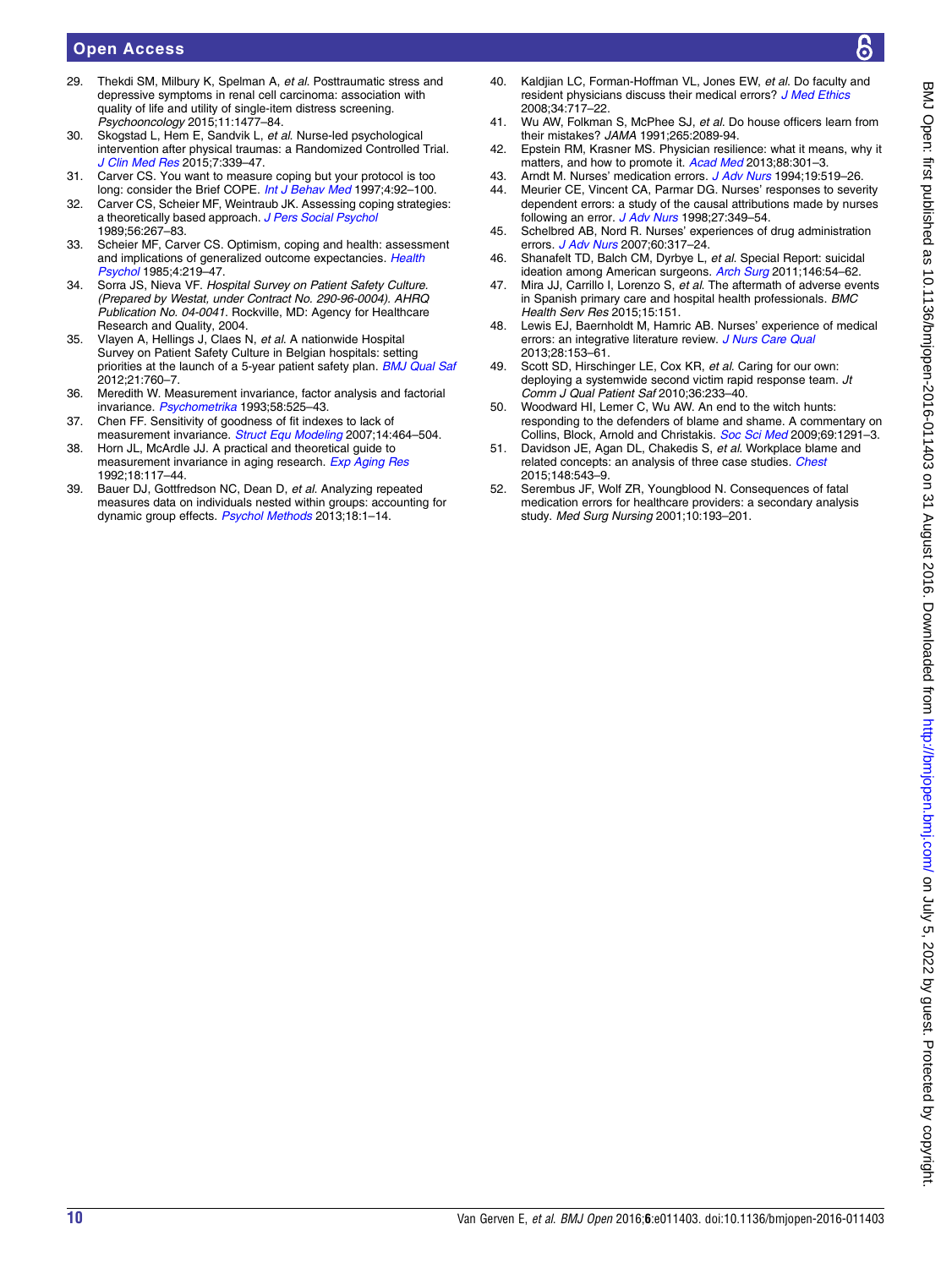29. Thekdi SM, Milbury K, Spelman A, *et al*. Posttraumatic stress and depressive symptoms in renal cell carcinoma: association with quality of life and utility of single-item distress screening. *Psychooncology* 2015;11:1477–84.
30. Skogstad L, Hem E, Sandvik L, *et al*. Nurse-led psychological intervention after physical traumas: a Randomized Controlled Trial. *J Clin Med Res* 2015;7:339–47.
31. Carver CS. You want to measure coping but your protocol is too long: consider the Brief COPE. *Int J Behav Med* 1997;4:92–100.
32. Carver CS, Scheier MF, Weintraub JK. Assessing coping strategies: a theoretically based approach. *J Pers Social Psychol* 1989;56:267–83.
33. Scheier MF, Carver CS. Optimism, coping and health: assessment and implications of generalized outcome expectancies. *Health Psychol* 1985;4:219–47.
34. Sorra JS, Nieva VF. *Hospital Survey on Patient Safety Culture. (Prepared by Westat, under Contract No. 290-96-0004). AHRQ Publication No. 04-0041*. Rockville, MD: Agency for Healthcare Research and Quality, 2004.
35. Vlayen A, Hellings J, Claes N, *et al*. A nationwide Hospital Survey on Patient Safety Culture in Belgian hospitals: setting priorities at the launch of a 5-year patient safety plan. *BMJ Qual Saf* 2012;21:760–7.
36. Meredith W. Measurement invariance, factor analysis and factorial invariance. *Psychometrika* 1993;58:525–43.
37. Chen FF. Sensitivity of goodness of fit indexes to lack of measurement invariance. *Struct Equ Modeling* 2007;14:464–504.
38. Horn JL, McArdle JJ. A practical and theoretical guide to measurement invariance in aging research. *Exp Aging Res* 1992;18:117–44.
39. Bauer DJ, Gottfredson NC, Dean D, *et al*. Analyzing repeated measures data on individuals nested within groups: accounting for dynamic group effects. *Psychol Methods* 2013;18:1–14.
40. Kaldjian LC, Forman-Hoffman VL, Jones EW, *et al*. Do faculty and resident physicians discuss their medical errors? *J Med Ethics* 2008;34:717–22.
41. Wu AW, Folkman S, McPhee SJ, *et al*. Do house officers learn from their mistakes? *JAMA* 1991;265:2089-94.
42. Epstein RM, Krasner MS. Physician resilience: what it means, why it matters, and how to promote it. *Acad Med* 2013;88:301–3.
43. Arndt M. Nurses' medication errors. *J Adv Nurs* 1994;19:519–26.
44. Meurier CE, Vincent CA, Parmar DG. Nurses' responses to severity dependent errors: a study of the causal attributions made by nurses following an error. *J Adv Nurs* 1998;27:349–54.
45. Schelbred AB, Nord R. Nurses' experiences of drug administration errors. *J Adv Nurs* 2007;60:317–24.
46. Shanafelt TD, Balch CM, Dyrbye L, *et al*. Special Report: suicidal ideation among American surgeons. *Arch Surg* 2011;146:54–62.
47. Mira JJ, Carrillo I, Lorenzo S, *et al*. The aftermath of adverse events in Spanish primary care and hospital health professionals. *BMC Health Serv Res* 2015;15:151.
48. Lewis EJ, Baernholdt M, Hamric AB. Nurses' experience of medical errors: an integrative literature review. *J Nurs Care Qual* 2013;28:153–61.
49. Scott SD, Hirschinger LE, Cox KR, *et al*. Caring for our own: deploying a systemwide second victim rapid response team. *Jt Comm J Qual Patient Saf* 2010;36:233–40.
50. Woodward HI, Lemer C, Wu AW. An end to the witch hunts: responding to the defenders of blame and shame. A commentary on Collins, Block, Arnold and Christakis. *Soc Sci Med* 2009;69:1291–3.
51. Davidson JE, Agan DL, Chakedis S, *et al*. Workplace blame and related concepts: an analysis of three case studies. *Chest* 2015;148:543–9.
52. Serembus JF, Wolf ZR, Youngblood N. Consequences of fatal medication errors for healthcare providers: a secondary analysis study. *Med Surg Nursing* 2001;10:193–201.